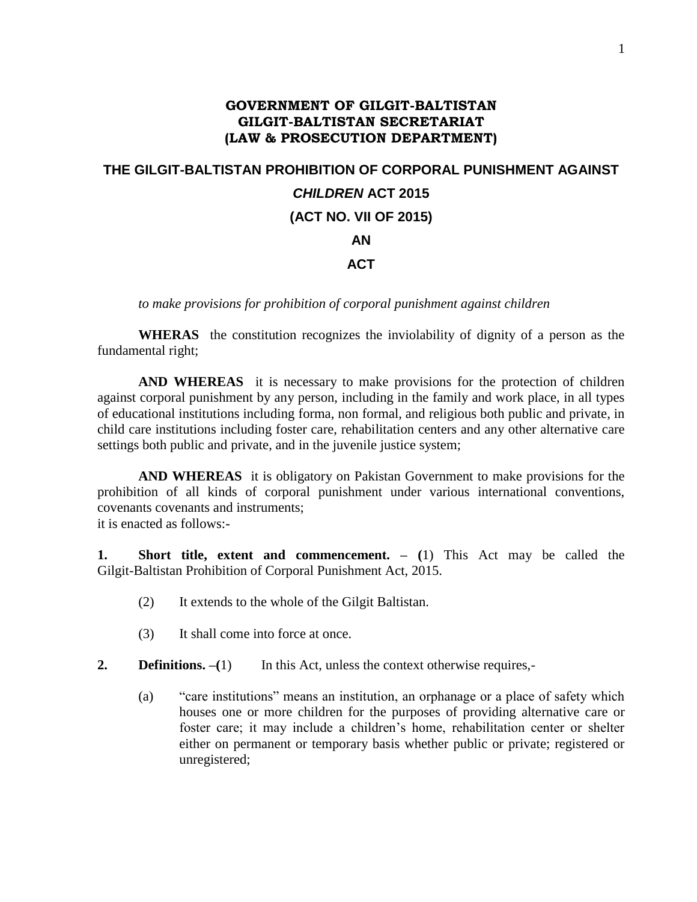**GOVERNMENT OF GILGIT-BALTISTAN**
**GILGIT-BALTISTAN SECRETARIAT**
**(LAW & PROSECUTION DEPARTMENT)**

# THE GILGIT-BALTISTAN PROHIBITION OF CORPORAL PUNISHMENT AGAINST *CHILDREN* ACT 2015

## (ACT NO. VII OF 2015)

## AN

## ACT

*to make provisions for prohibition of corporal punishment against children*

**WHERAS** the constitution recognizes the inviolability of dignity of a person as the fundamental right;

**AND WHEREAS** it is necessary to make provisions for the protection of children against corporal punishment by any person, including in the family and work place, in all types of educational institutions including forma, non formal, and religious both public and private, in child care institutions including foster care, rehabilitation centers and any other alternative care settings both public and private, and in the juvenile justice system;

**AND WHEREAS** it is obligatory on Pakistan Government to make provisions for the prohibition of all kinds of corporal punishment under various international conventions, covenants covenants and instruments;
it is enacted as follows:-

**1. Short title, extent and commencement. – (**1) This Act may be called the Gilgit-Baltistan Prohibition of Corporal Punishment Act, 2015.

(2) It extends to the whole of the Gilgit Baltistan.

(3) It shall come into force at once.

**2. Definitions. –(**1) In this Act, unless the context otherwise requires,-

(a) "care institutions" means an institution, an orphanage or a place of safety which houses one or more children for the purposes of providing alternative care or foster care; it may include a children's home, rehabilitation center or shelter either on permanent or temporary basis whether public or private; registered or unregistered;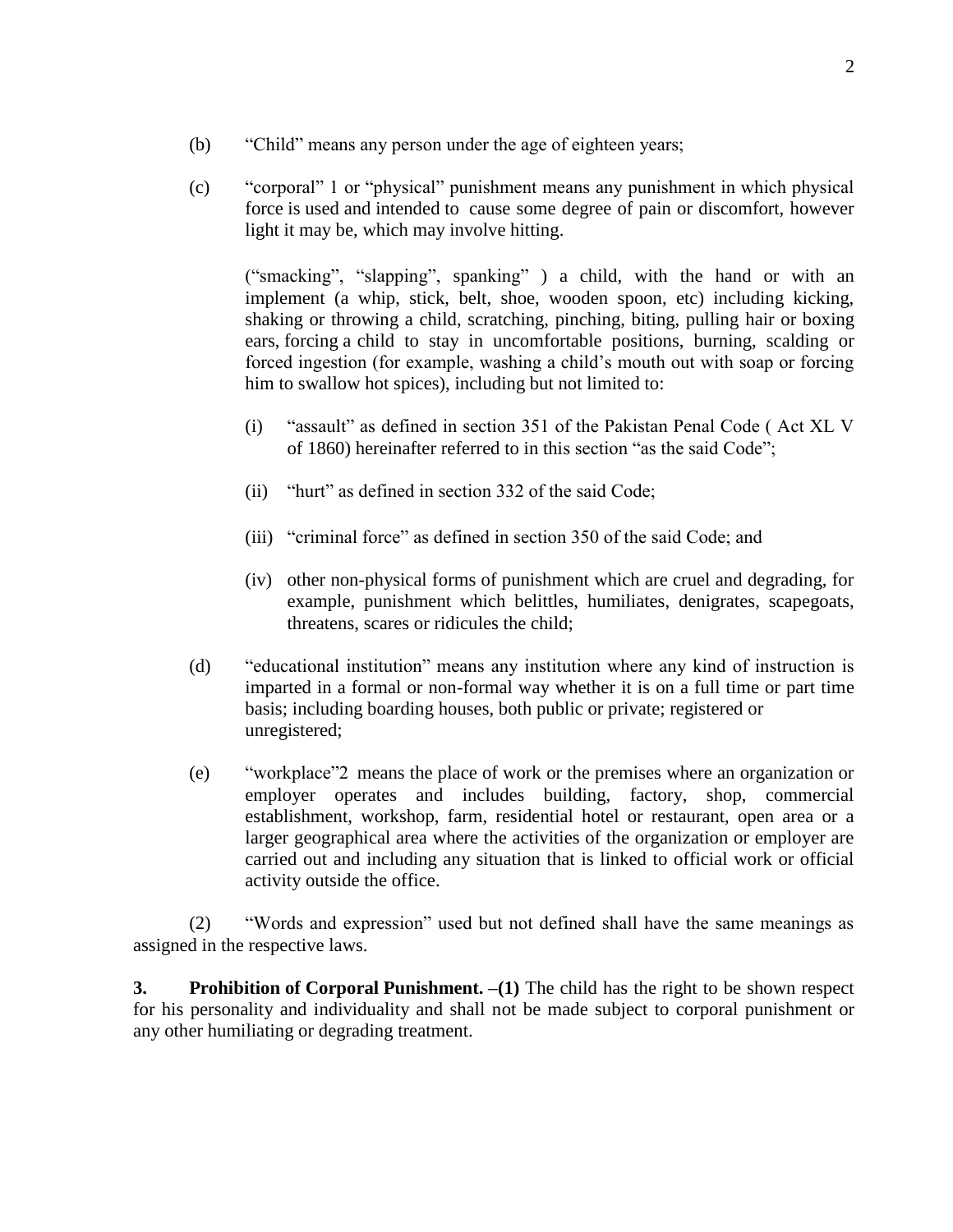(b) "Child" means any person under the age of eighteen years;

(c) "corporal" 1 or "physical" punishment means any punishment in which physical force is used and intended to cause some degree of pain or discomfort, however light it may be, which may involve hitting.

("smacking", "slapping", spanking" ) a child, with the hand or with an implement (a whip, stick, belt, shoe, wooden spoon, etc) including kicking, shaking or throwing a child, scratching, pinching, biting, pulling hair or boxing ears, forcing a child to stay in uncomfortable positions, burning, scalding or forced ingestion (for example, washing a child's mouth out with soap or forcing him to swallow hot spices), including but not limited to:

(i) "assault" as defined in section 351 of the Pakistan Penal Code ( Act XL V of 1860) hereinafter referred to in this section "as the said Code";

(ii) "hurt" as defined in section 332 of the said Code;

(iii) "criminal force" as defined in section 350 of the said Code; and

(iv) other non-physical forms of punishment which are cruel and degrading, for example, punishment which belittles, humiliates, denigrates, scapegoats, threatens, scares or ridicules the child;

(d) "educational institution" means any institution where any kind of instruction is imparted in a formal or non-formal way whether it is on a full time or part time basis; including boarding houses, both public or private; registered or unregistered;

(e) "workplace"2 means the place of work or the premises where an organization or employer operates and includes building, factory, shop, commercial establishment, workshop, farm, residential hotel or restaurant, open area or a larger geographical area where the activities of the organization or employer are carried out and including any situation that is linked to official work or official activity outside the office.

(2) "Words and expression" used but not defined shall have the same meanings as assigned in the respective laws.

**3. Prohibition of Corporal Punishment. –(1)** The child has the right to be shown respect for his personality and individuality and shall not be made subject to corporal punishment or any other humiliating or degrading treatment.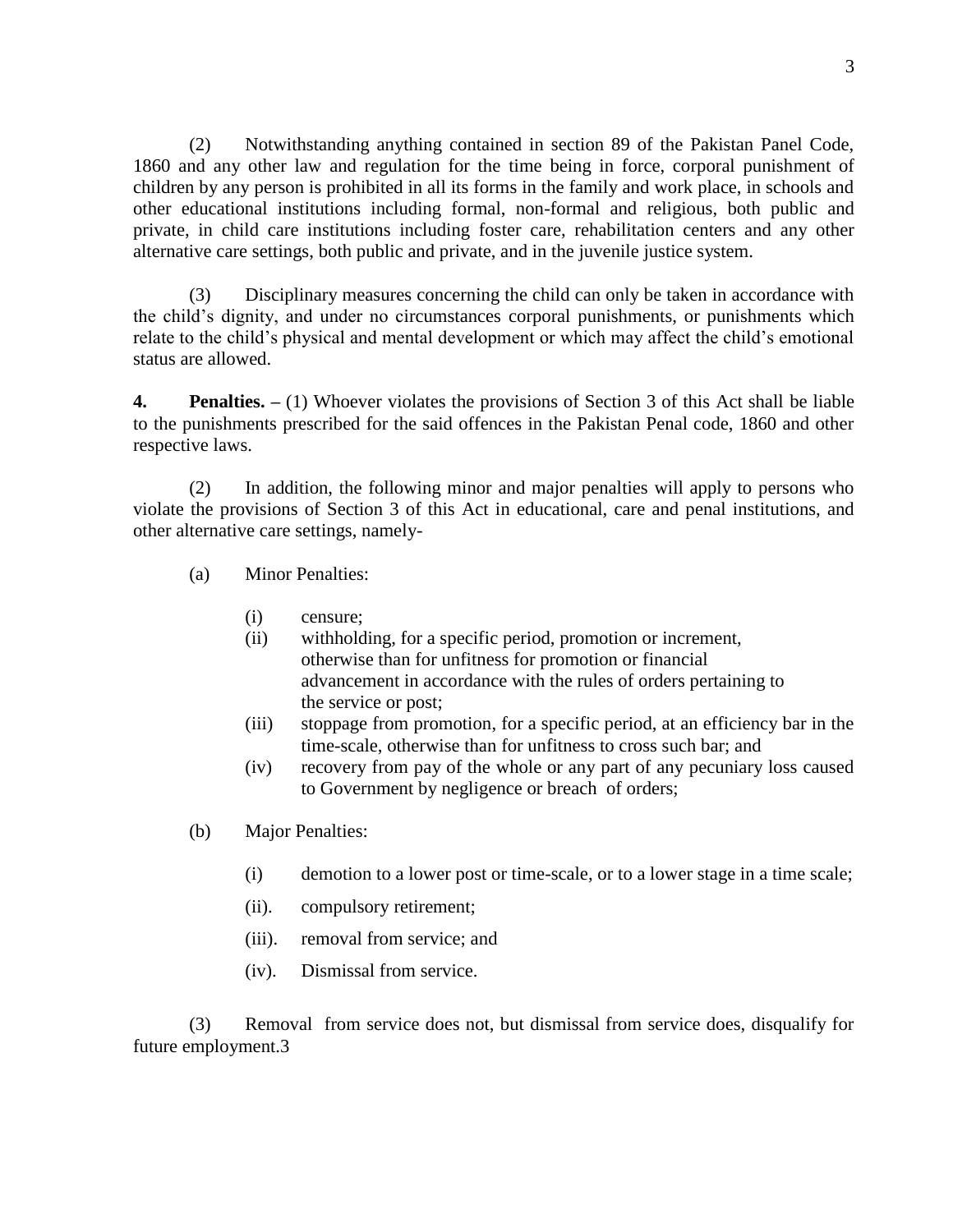(2) Notwithstanding anything contained in section 89 of the Pakistan Panel Code, 1860 and any other law and regulation for the time being in force, corporal punishment of children by any person is prohibited in all its forms in the family and work place, in schools and other educational institutions including formal, non-formal and religious, both public and private, in child care institutions including foster care, rehabilitation centers and any other alternative care settings, both public and private, and in the juvenile justice system.

(3) Disciplinary measures concerning the child can only be taken in accordance with the child's dignity, and under no circumstances corporal punishments, or punishments which relate to the child's physical and mental development or which may affect the child's emotional status are allowed.

**4. Penalties.** – (1) Whoever violates the provisions of Section 3 of this Act shall be liable to the punishments prescribed for the said offences in the Pakistan Penal code, 1860 and other respective laws.

(2) In addition, the following minor and major penalties will apply to persons who violate the provisions of Section 3 of this Act in educational, care and penal institutions, and other alternative care settings, namely-

(a) Minor Penalties:

(i) censure;

(ii) withholding, for a specific period, promotion or increment, otherwise than for unfitness for promotion or financial advancement in accordance with the rules of orders pertaining to the service or post;

(iii) stoppage from promotion, for a specific period, at an efficiency bar in the time-scale, otherwise than for unfitness to cross such bar; and

(iv) recovery from pay of the whole or any part of any pecuniary loss caused to Government by negligence or breach of orders;

(b) Major Penalties:

(i) demotion to a lower post or time-scale, or to a lower stage in a time scale;

(ii). compulsory retirement;

(iii). removal from service; and

(iv). Dismissal from service.

(3) Removal from service does not, but dismissal from service does, disqualify for future employment.3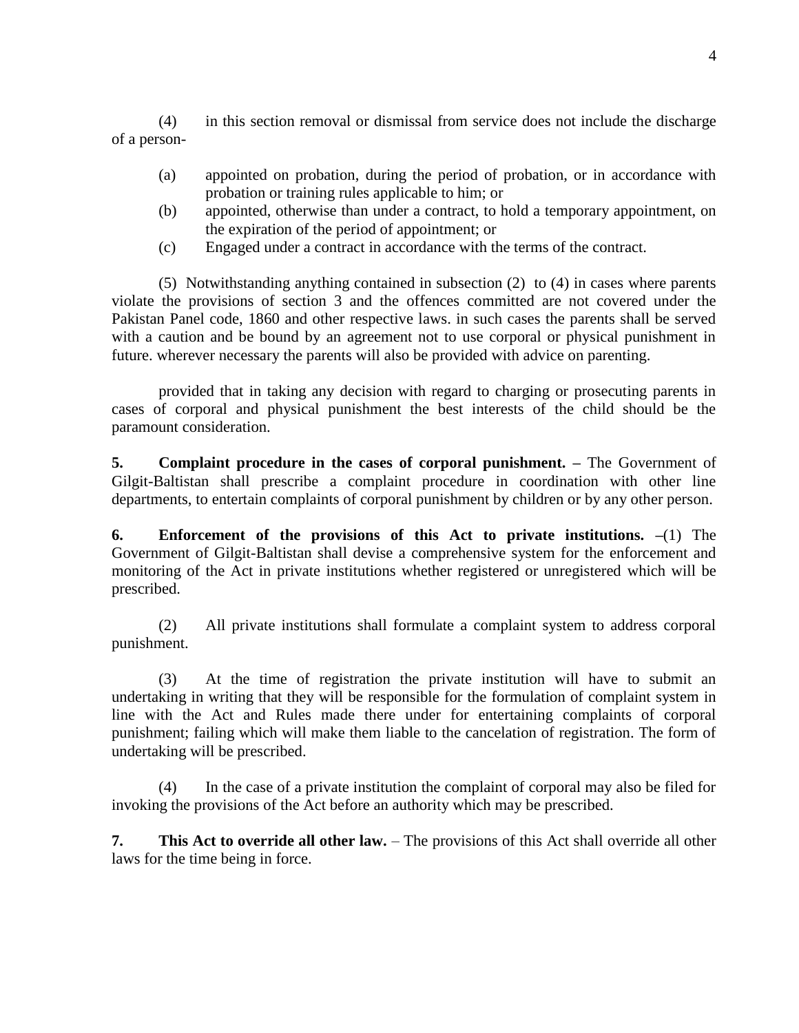(4) in this section removal or dismissal from service does not include the discharge of a person-

- (a) appointed on probation, during the period of probation, or in accordance with probation or training rules applicable to him; or
- (b) appointed, otherwise than under a contract, to hold a temporary appointment, on the expiration of the period of appointment; or
- (c) Engaged under a contract in accordance with the terms of the contract.

(5) Notwithstanding anything contained in subsection (2) to (4) in cases where parents violate the provisions of section 3 and the offences committed are not covered under the Pakistan Panel code, 1860 and other respective laws. in such cases the parents shall be served with a caution and be bound by an agreement not to use corporal or physical punishment in future. wherever necessary the parents will also be provided with advice on parenting.

provided that in taking any decision with regard to charging or prosecuting parents in cases of corporal and physical punishment the best interests of the child should be the paramount consideration.

**5. Complaint procedure in the cases of corporal punishment. –** The Government of Gilgit-Baltistan shall prescribe a complaint procedure in coordination with other line departments, to entertain complaints of corporal punishment by children or by any other person.

**6. Enforcement of the provisions of this Act to private institutions. –**(1) The Government of Gilgit-Baltistan shall devise a comprehensive system for the enforcement and monitoring of the Act in private institutions whether registered or unregistered which will be prescribed.

(2) All private institutions shall formulate a complaint system to address corporal punishment.

(3) At the time of registration the private institution will have to submit an undertaking in writing that they will be responsible for the formulation of complaint system in line with the Act and Rules made there under for entertaining complaints of corporal punishment; failing which will make them liable to the cancelation of registration. The form of undertaking will be prescribed.

(4) In the case of a private institution the complaint of corporal may also be filed for invoking the provisions of the Act before an authority which may be prescribed.

**7. This Act to override all other law.** – The provisions of this Act shall override all other laws for the time being in force.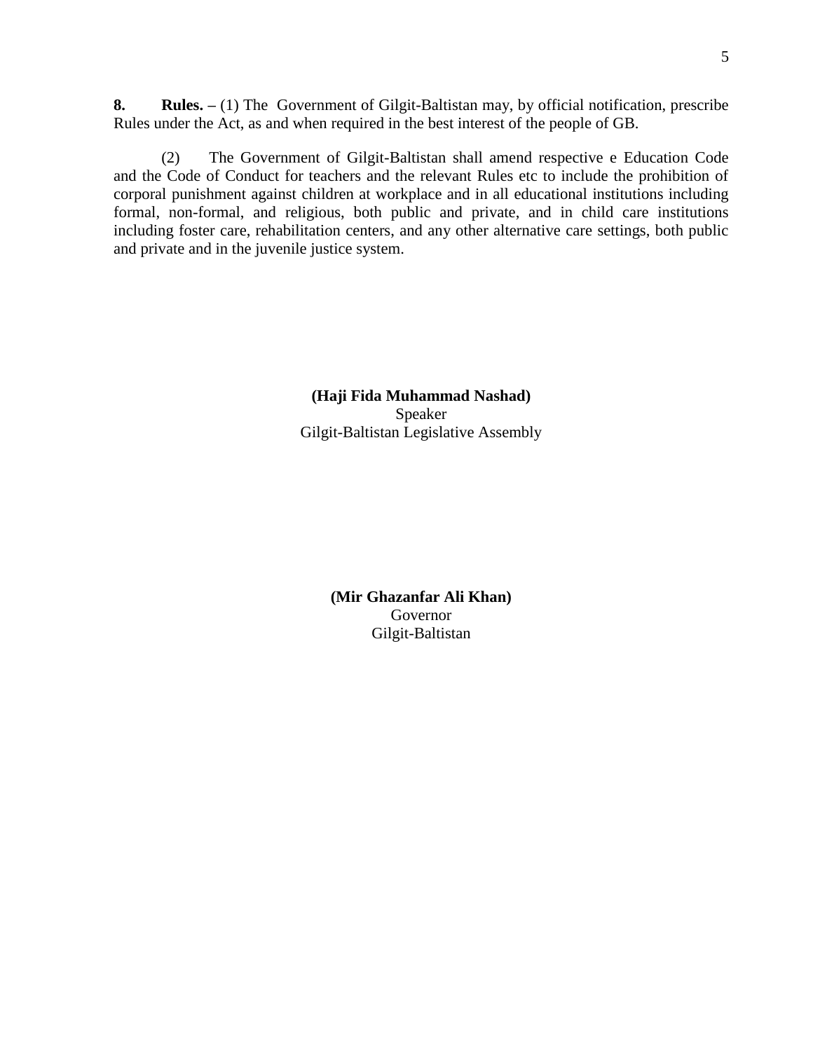**8. Rules. –** (1) The Government of Gilgit-Baltistan may, by official notification, prescribe Rules under the Act, as and when required in the best interest of the people of GB.

(2) The Government of Gilgit-Baltistan shall amend respective e Education Code and the Code of Conduct for teachers and the relevant Rules etc to include the prohibition of corporal punishment against children at workplace and in all educational institutions including formal, non-formal, and religious, both public and private, and in child care institutions including foster care, rehabilitation centers, and any other alternative care settings, both public and private and in the juvenile justice system.

**(Haji Fida Muhammad Nashad)**
Speaker
Gilgit-Baltistan Legislative Assembly

**(Mir Ghazanfar Ali Khan)**
Governor
Gilgit-Baltistan